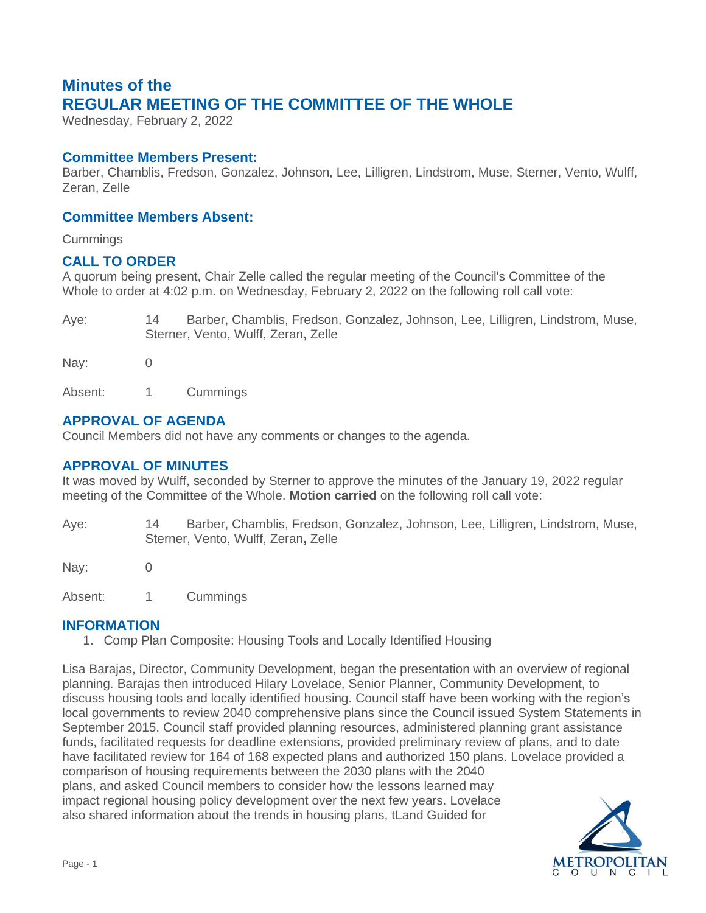# Minutes of the
# REGULAR MEETING OF THE COMMITTEE OF THE WHOLE

Wednesday, February 2, 2022

## Committee Members Present:

Barber, Chamblis, Fredson, Gonzalez, Johnson, Lee, Lilligren, Lindstrom, Muse, Sterner, Vento, Wulff, Zeran, Zelle

## Committee Members Absent:

Cummings

## CALL TO ORDER

A quorum being present, Chair Zelle called the regular meeting of the Council's Committee of the Whole to order at 4:02 p.m. on Wednesday, February 2, 2022 on the following roll call vote:

| | | |
|---|---|---|
| Aye: | 14 | Barber, Chamblis, Fredson, Gonzalez, Johnson, Lee, Lilligren, Lindstrom, Muse, Sterner, Vento, Wulff, Zeran, Zelle |
| Nay: | 0 | |
| Absent: | 1 | Cummings |

## APPROVAL OF AGENDA

Council Members did not have any comments or changes to the agenda.

## APPROVAL OF MINUTES

It was moved by Wulff, seconded by Sterner to approve the minutes of the January 19, 2022 regular meeting of the Committee of the Whole. **Motion carried** on the following roll call vote:

| | | |
|---|---|---|
| Aye: | 14 | Barber, Chamblis, Fredson, Gonzalez, Johnson, Lee, Lilligren, Lindstrom, Muse, Sterner, Vento, Wulff, Zeran, Zelle |
| Nay: | 0 | |
| Absent: | 1 | Cummings |

## INFORMATION

1. Comp Plan Composite: Housing Tools and Locally Identified Housing

Lisa Barajas, Director, Community Development, began the presentation with an overview of regional planning. Barajas then introduced Hilary Lovelace, Senior Planner, Community Development, to discuss housing tools and locally identified housing. Council staff have been working with the region's local governments to review 2040 comprehensive plans since the Council issued System Statements in September 2015. Council staff provided planning resources, administered planning grant assistance funds, facilitated requests for deadline extensions, provided preliminary review of plans, and to date have facilitated review for 164 of 168 expected plans and authorized 150 plans. Lovelace provided a comparison of housing requirements between the 2030 plans with the 2040 plans, and asked Council members to consider how the lessons learned may impact regional housing policy development over the next few years. Lovelace also shared information about the trends in housing plans, tLand Guided for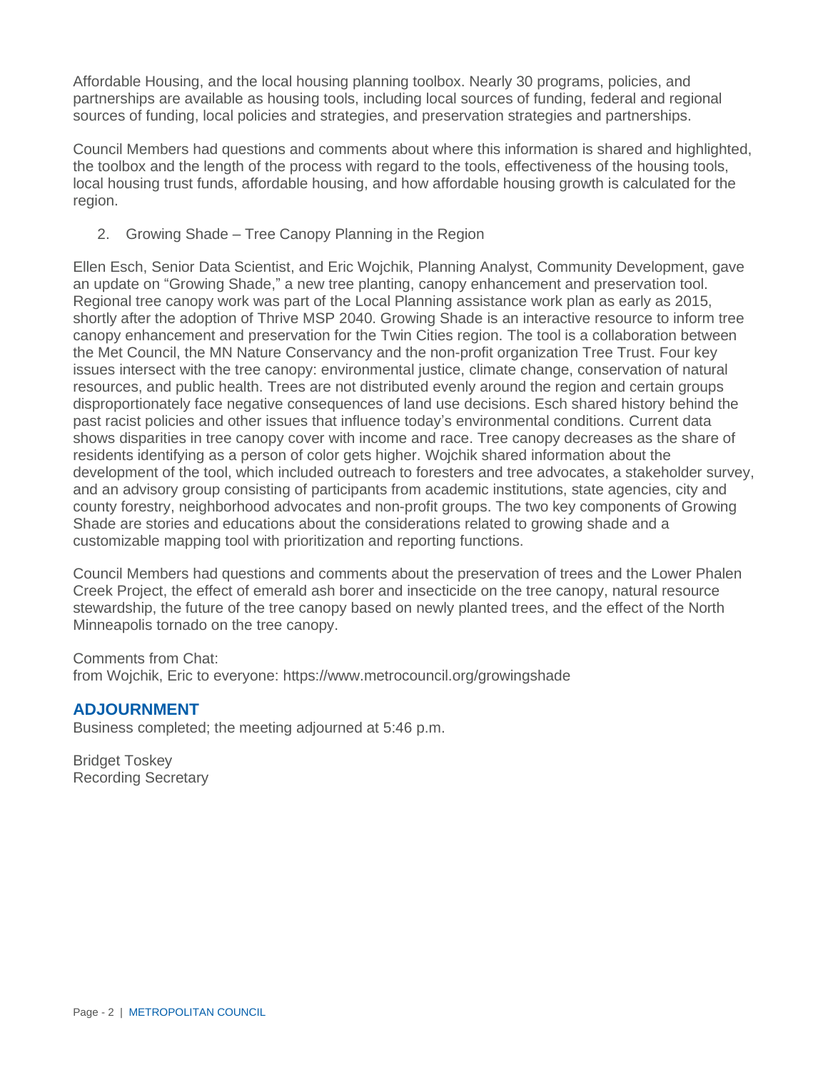Affordable Housing, and the local housing planning toolbox. Nearly 30 programs, policies, and partnerships are available as housing tools, including local sources of funding, federal and regional sources of funding, local policies and strategies, and preservation strategies and partnerships.

Council Members had questions and comments about where this information is shared and highlighted, the toolbox and the length of the process with regard to the tools, effectiveness of the housing tools, local housing trust funds, affordable housing, and how affordable housing growth is calculated for the region.

2. Growing Shade – Tree Canopy Planning in the Region

Ellen Esch, Senior Data Scientist, and Eric Wojchik, Planning Analyst, Community Development, gave an update on "Growing Shade," a new tree planting, canopy enhancement and preservation tool. Regional tree canopy work was part of the Local Planning assistance work plan as early as 2015, shortly after the adoption of Thrive MSP 2040. Growing Shade is an interactive resource to inform tree canopy enhancement and preservation for the Twin Cities region. The tool is a collaboration between the Met Council, the MN Nature Conservancy and the non-profit organization Tree Trust. Four key issues intersect with the tree canopy: environmental justice, climate change, conservation of natural resources, and public health. Trees are not distributed evenly around the region and certain groups disproportionately face negative consequences of land use decisions. Esch shared history behind the past racist policies and other issues that influence today's environmental conditions. Current data shows disparities in tree canopy cover with income and race. Tree canopy decreases as the share of residents identifying as a person of color gets higher. Wojchik shared information about the development of the tool, which included outreach to foresters and tree advocates, a stakeholder survey, and an advisory group consisting of participants from academic institutions, state agencies, city and county forestry, neighborhood advocates and non-profit groups. The two key components of Growing Shade are stories and educations about the considerations related to growing shade and a customizable mapping tool with prioritization and reporting functions.

Council Members had questions and comments about the preservation of trees and the Lower Phalen Creek Project, the effect of emerald ash borer and insecticide on the tree canopy, natural resource stewardship, the future of the tree canopy based on newly planted trees, and the effect of the North Minneapolis tornado on the tree canopy.

Comments from Chat:
from Wojchik, Eric to everyone: https://www.metrocouncil.org/growingshade

## ADJOURNMENT

Business completed; the meeting adjourned at 5:46 p.m.

Bridget Toskey
Recording Secretary